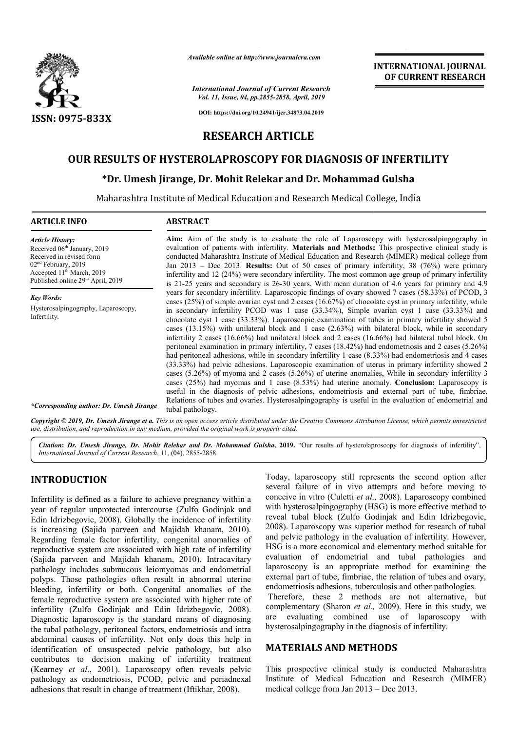# RESEARCH ARTICLE

# OUR RESULTS OF HYSTEROLAPROSCOPY FOR DIAGNOSIS OF INFERTILITY

**\*Dr. Umesh Jirange, Dr. Mohit Relekar and Dr. Mohammad Gulsha**

Maharashtra Institute of Medical Education and Research Medical College, India

## ARTICLE INFO

*Article History:*
Received 06th January, 2019
Received in revised form 02nd February, 2019
Accepted 11th March, 2019
Published online 29th April, 2019

*Key Words:*
Hysterosalpingography, Laparoscopy, Infertility.

*\*Corresponding author: Dr. Umesh Jirange*

## ABSTRACT

**Aim:** Aim of the study is to evaluate the role of Laparoscopy with hysterosalpingography in evaluation of patients with infertility. **Materials and Methods:** This prospective clinical study is conducted Maharashtra Institute of Medical Education and Research (MIMER) medical college from Jan 2013 – Dec 2013. **Results:** Out of 50 cases of primary infertility, 38 (76%) were primary infertility and 12 (24%) were secondary infertility. The most common age group of primary infertility is 21-25 years and secondary is 26-30 years, With mean duration of 4.6 years for primary and 4.9 years for secondary infertility. Laparoscopic findings of ovary showed 7 cases (58.33%) of PCOD, 3 cases (25%) of simple ovarian cyst and 2 cases (16.67%) of chocolate cyst in primary infertility, while in secondary infertility PCOD was 1 case (33.34%), Simple ovarian cyst 1 case (33.33%) and chocolate cyst 1 case (33.33%). Laparoscopic examination of tubes in primary infertility showed 5 cases (13.15%) with unilateral block and 1 case (2.63%) with bilateral block, while in secondary infertility 2 cases (16.66%) had unilateral block and 2 cases (16.66%) had bilateral tubal block. On peritoneal examination in primary infertility, 7 cases (18.42%) had endometriosis and 2 cases (5.26%) had peritoneal adhesions, while in secondary infertility 1 case (8.33%) had endometriosis and 4 cases (33.33%) had pelvic adhesions. Laparoscopic examination of uterus in primary infertility showed 2 cases (5.26%) of myoma and 2 cases (5.26%) of uterine anomalies, While in secondary infertility 3 cases (25%) had myomas and 1 case (8.53%) had uterine anomaly. **Conclusion:** Laparoscopy is useful in the diagnosis of pelvic adhesions, endometriosis and external part of tube, fimbriae, Relations of tubes and ovaries. Hysterosalpingography is useful in the evaluation of endometrial and tubal pathology.

*Copyright © 2019, Dr. Umesh Jirange et a. This is an open access article distributed under the Creative Commons Attribution License, which permits unrestricted use, distribution, and reproduction in any medium, provided the original work is properly cited.*

***Citation*: *Dr. Umesh Jirange, Dr. Mohit Relekar and Dr. Mohammad Gulsha,* 2019.** "Our results of hysterolaproscopy for diagnosis of infertility", *International Journal of Current Research*, 11, (04), 2855-2858.

## INTRODUCTION

Infertility is defined as a failure to achieve pregnancy within a year of regular unprotected intercourse (Zulfo Godinjak and Edin Idrizbegovic, 2008). Globally the incidence of infertility is increasing (Sajida parveen and Majidah khanam, 2010). Regarding female factor infertility, congenital anomalies of reproductive system are associated with high rate of infertility (Sajida parveen and Majidah khanam, 2010). Intracavitary pathology includes submucous leiomyomas and endometrial polyps. Those pathologies often result in abnormal uterine bleeding, infertility or both. Congenital anomalies of the female reproductive system are associated with higher rate of infertility (Zulfo Godinjak and Edin Idrizbegovic, 2008). Diagnostic laparoscopy is the standard means of diagnosing the tubal pathology, peritoneal factors, endometriosis and intra abdominal causes of infertility. Not only does this help in identification of unsuspected pelvic pathology, but also contributes to decision making of infertility treatment (Kearney *et al*., 2001). Laparoscopy often reveals pelvic pathology as endometriosis, PCOD, pelvic and periadnexal adhesions that result in change of treatment (Iftikhar, 2008).

Today, laparoscopy still represents the second option after several failure of in vivo attempts and before moving to conceive in vitro (Culetti *et al.,* 2008). Laparoscopy combined with hysterosalpingography (HSG) is more effective method to reveal tubal block (Zulfo Godinjak and Edin Idrizbegovic, 2008). Laparoscopy was superior method for research of tubal and pelvic pathology in the evaluation of infertility. However, HSG is a more economical and elementary method suitable for evaluation of endometrial and tubal pathologies and laparoscopy is an appropriate method for examining the external part of tube, fimbriae, the relation of tubes and ovary, endometriosis adhesions, tuberculosis and other pathologies. Therefore, these 2 methods are not alternative, but complementary (Sharon *et al.,* 2009). Here in this study, we are evaluating combined use of laparoscopy with hysterosalpingography in the diagnosis of infertility.

## MATERIALS AND METHODS

This prospective clinical study is conducted Maharashtra Institute of Medical Education and Research (MIMER) medical college from Jan 2013 – Dec 2013.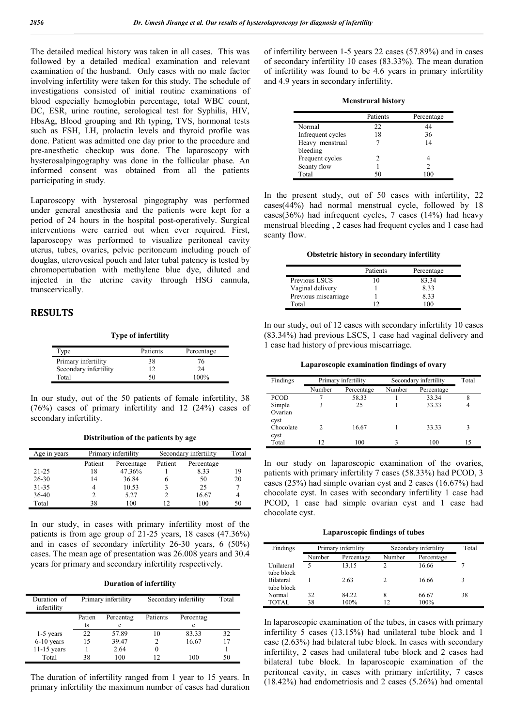The detailed medical history was taken in all cases. This was followed by a detailed medical examination and relevant examination of the husband. Only cases with no male factor involving infertility were taken for this study. The schedule of investigations consisted of initial routine examinations of blood especially hemoglobin percentage, total WBC count, DC, ESR, urine routine, serological test for Syphilis, HIV, HbsAg, Blood grouping and Rh typing, TVS, hormonal tests such as FSH, LH, prolactin levels and thyroid profile was done. Patient was admitted one day prior to the procedure and pre-anesthetic checkup was done. The laparoscopy with hysterosalpingography was done in the follicular phase. An informed consent was obtained from all the patients participating in study.

Laparoscopy with hysterosal pingography was performed under general anesthesia and the patients were kept for a period of 24 hours in the hospital post-operatively. Surgical interventions were carried out when ever required. First, laparoscopy was performed to visualize peritoneal cavity uterus, tubes, ovaries, pelvic peritoneum including pouch of douglas, uterovesical pouch and later tubal patency is tested by chromopertubation with methylene blue dye, diluted and injected in the uterine cavity through HSG cannula, transcervically.

## RESULTS

**Type of infertility**

| Type | Patients | Percentage |
|---|---|---|
| Primary infertility | 38 | 76 |
| Secondary infertility | 12 | 24 |
| Total | 50 | 100% |

In our study, out of the 50 patients of female infertility, 38 (76%) cases of primary infertility and 12 (24%) cases of secondary infertility.

**Distribution of the patients by age**

| Age in years | Primary infertility | | Secondary infertility | | Total |
|---|---|---|---|---|---|
| | Patient | Percentage | Patient | Percentage | |
| 21-25 | 18 | 47.36% | 1 | 8.33 | 19 |
| 26-30 | 14 | 36.84 | 6 | 50 | 20 |
| 31-35 | 4 | 10.53 | 3 | 25 | 7 |
| 36-40 | 2 | 5.27 | 2 | 16.67 | 4 |
| Total | 38 | 100 | 12 | 100 | 50 |

In our study, in cases with primary infertility most of the patients is from age group of 21-25 years, 18 cases (47.36%) and in cases of secondary infertility 26-30 years, 6 (50%) cases. The mean age of presentation was 26.008 years and 30.4 years for primary and secondary infertility respectively.

**Duration of infertility**

| Duration of infertility | Primary infertility | | Secondary infertility | | Total |
|---|---|---|---|---|---|
| | Patients | Percentage | Patients | Percentage | |
| 1-5 years | 22 | 57.89 | 10 | 83.33 | 32 |
| 6-10 years | 15 | 39.47 | 2 | 16.67 | 17 |
| 11-15 years | 1 | 2.64 | 0 | | 1 |
| Total | 38 | 100 | 12 | 100 | 50 |

The duration of infertility ranged from 1 year to 15 years. In primary infertility the maximum number of cases had duration of infertility between 1-5 years 22 cases (57.89%) and in cases of secondary infertility 10 cases (83.33%). The mean duration of infertility was found to be 4.6 years in primary infertility and 4.9 years in secondary infertility.

**Menstrural history**

| | Patients | Percentage |
|---|---|---|
| Normal | 22 | 44 |
| Infrequent cycles | 18 | 36 |
| Heavy menstrual bleeding | 7 | 14 |
| Frequent cycles | 2 | 4 |
| Scanty flow | 1 | 2 |
| Total | 50 | 100 |

In the present study, out of 50 cases with infertility, 22 cases(44%) had normal menstrual cycle, followed by 18 cases(36%) had infrequent cycles, 7 cases (14%) had heavy menstrual bleeding , 2 cases had frequent cycles and 1 case had scanty flow.

**Obstetric history in secondary infertility**

| | Patients | Percentage |
|---|---|---|
| Previous LSCS | 10 | 83.34 |
| Vaginal delivery | 1 | 8.33 |
| Previous miscarriage | 1 | 8.33 |
| Total | 12 | 100 |

In our study, out of 12 cases with secondary infertility 10 cases (83.34%) had previous LSCS, 1 case had vaginal delivery and 1 case had history of previous miscarriage.

**Laparoscopic examination findings of ovary**

| Findings | Primary infertility | | Secondary infertility | | Total |
|---|---|---|---|---|---|
| | Number | Percentage | Number | Percentage | |
| PCOD | 7 | 58.33 | 1 | 33.34 | 8 |
| Simple Ovarian cyst | 3 | 25 | 1 | 33.33 | 4 |
| Chocolate cyst | 2 | 16.67 | 1 | 33.33 | 3 |
| Total | 12 | 100 | 3 | 100 | 15 |

In our study on laparoscopic examination of the ovaries, patients with primary infertility 7 cases (58.33%) had PCOD, 3 cases (25%) had simple ovarian cyst and 2 cases (16.67%) had chocolate cyst. In cases with secondary infertility 1 case had PCOD, 1 case had simple ovarian cyst and 1 case had chocolate cyst.

**Laparoscopic findings of tubes**

| Findings | Primary infertility | | Secondary infertility | | Total |
|---|---|---|---|---|---|
| | Number | Percentage | Number | Percentage | |
| Unilateral tube block | 5 | 13.15 | 2 | 16.66 | 7 |
| Bilateral tube block | 1 | 2.63 | 2 | 16.66 | 3 |
| Normal | 32 | 84.22 | 8 | 66.67 | 38 |
| TOTAL | 38 | 100% | 12 | 100% | |

In laparoscopic examination of the tubes, in cases with primary infertility 5 cases (13.15%) had unilateral tube block and 1 case (2.63%) had bilateral tube block. In cases with secondary infertility, 2 cases had unilateral tube block and 2 cases had bilateral tube block. In laparoscopic examination of the peritoneal cavity, in cases with primary infertility, 7 cases (18.42%) had endometriosis and 2 cases (5.26%) had omental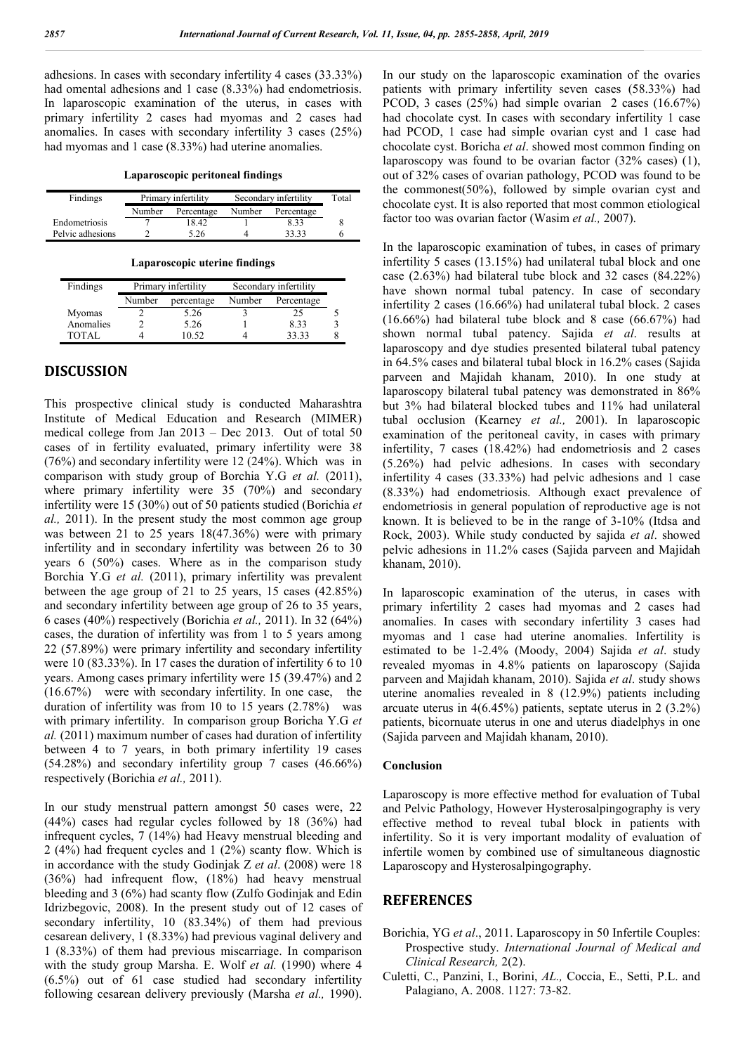adhesions. In cases with secondary infertility 4 cases (33.33%) had omental adhesions and 1 case (8.33%) had endometriosis. In laparoscopic examination of the uterus, in cases with primary infertility 2 cases had myomas and 2 cases had anomalies. In cases with secondary infertility 3 cases (25%) had myomas and 1 case (8.33%) had uterine anomalies.

**Laparoscopic peritoneal findings**

| Findings | Primary infertility | | Secondary infertility | | Total |
|---|---|---|---|---|---|
| | Number | Percentage | Number | Percentage | |
| Endometriosis | 7 | 18.42 | 1 | 8.33 | 8 |
| Pelvic adhesions | 2 | 5.26 | 4 | 33.33 | 6 |

**Laparoscopic uterine findings**

| Findings | Primary infertility | | Secondary infertility | | |
|---|---|---|---|---|---|
| | Number | percentage | Number | Percentage | |
| Myomas | 2 | 5.26 | 3 | 25 | 5 |
| Anomalies | 2 | 5.26 | 1 | 8.33 | 3 |
| TOTAL | 4 | 10.52 | 4 | 33.33 | 8 |

## DISCUSSION

This prospective clinical study is conducted Maharashtra Institute of Medical Education and Research (MIMER) medical college from Jan 2013 – Dec 2013. Out of total 50 cases of in fertility evaluated, primary infertility were 38 (76%) and secondary infertility were 12 (24%). Which was in comparison with study group of Borchia Y.G *et al.* (2011), where primary infertility were 35 (70%) and secondary infertility were 15 (30%) out of 50 patients studied (Borichia *et al.,* 2011). In the present study the most common age group was between 21 to 25 years 18(47.36%) were with primary infertility and in secondary infertility was between 26 to 30 years 6 (50%) cases. Where as in the comparison study Borchia Y.G *et al.* (2011), primary infertility was prevalent between the age group of 21 to 25 years, 15 cases (42.85%) and secondary infertility between age group of 26 to 35 years, 6 cases (40%) respectively (Borichia *et al.,* 2011). In 32 (64%) cases, the duration of infertility was from 1 to 5 years among 22 (57.89%) were primary infertility and secondary infertility were 10 (83.33%). In 17 cases the duration of infertility 6 to 10 years. Among cases primary infertility were 15 (39.47%) and 2 (16.67%) were with secondary infertility. In one case, the duration of infertility was from 10 to 15 years (2.78%) was with primary infertility. In comparison group Boricha Y.G *et al.* (2011) maximum number of cases had duration of infertility between 4 to 7 years, in both primary infertility 19 cases (54.28%) and secondary infertility group 7 cases (46.66%) respectively (Borichia *et al.,* 2011).

In our study menstrual pattern amongst 50 cases were, 22 (44%) cases had regular cycles followed by 18 (36%) had infrequent cycles, 7 (14%) had Heavy menstrual bleeding and 2 (4%) had frequent cycles and 1 (2%) scanty flow. Which is in accordance with the study Godinjak Z *et al*. (2008) were 18 (36%) had infrequent flow, (18%) had heavy menstrual bleeding and 3 (6%) had scanty flow (Zulfo Godinjak and Edin Idrizbegovic, 2008). In the present study out of 12 cases of secondary infertility, 10 (83.34%) of them had previous cesarean delivery, 1 (8.33%) had previous vaginal delivery and 1 (8.33%) of them had previous miscarriage. In comparison with the study group Marsha. E. Wolf *et al.* (1990) where 4 (6.5%) out of 61 case studied had secondary infertility following cesarean delivery previously (Marsha *et al.,* 1990).

In our study on the laparoscopic examination of the ovaries patients with primary infertility seven cases (58.33%) had PCOD, 3 cases (25%) had simple ovarian 2 cases (16.67%) had chocolate cyst. In cases with secondary infertility 1 case had PCOD, 1 case had simple ovarian cyst and 1 case had chocolate cyst. Boricha *et al*. showed most common finding on laparoscopy was found to be ovarian factor (32% cases) (1), out of 32% cases of ovarian pathology, PCOD was found to be the commonest(50%), followed by simple ovarian cyst and chocolate cyst. It is also reported that most common etiological factor too was ovarian factor (Wasim *et al.,* 2007).

In the laparoscopic examination of tubes, in cases of primary infertility 5 cases (13.15%) had unilateral tubal block and one case (2.63%) had bilateral tube block and 32 cases (84.22%) have shown normal tubal patency. In case of secondary infertility 2 cases (16.66%) had unilateral tubal block. 2 cases (16.66%) had bilateral tube block and 8 case (66.67%) had shown normal tubal patency. Sajida *et al*. results at laparoscopy and dye studies presented bilateral tubal patency in 64.5% cases and bilateral tubal block in 16.2% cases (Sajida parveen and Majidah khanam, 2010). In one study at laparoscopy bilateral tubal patency was demonstrated in 86% but 3% had bilateral blocked tubes and 11% had unilateral tubal occlusion (Kearney *et al.,* 2001). In laparoscopic examination of the peritoneal cavity, in cases with primary infertility, 7 cases (18.42%) had endometriosis and 2 cases (5.26%) had pelvic adhesions. In cases with secondary infertility 4 cases (33.33%) had pelvic adhesions and 1 case (8.33%) had endometriosis. Although exact prevalence of endometriosis in general population of reproductive age is not known. It is believed to be in the range of 3-10% (Itdsa and Rock, 2003). While study conducted by sajida *et al*. showed pelvic adhesions in 11.2% cases (Sajida parveen and Majidah khanam, 2010).

In laparoscopic examination of the uterus, in cases with primary infertility 2 cases had myomas and 2 cases had anomalies. In cases with secondary infertility 3 cases had myomas and 1 case had uterine anomalies. Infertility is estimated to be 1-2.4% (Moody, 2004) Sajida *et al*. study revealed myomas in 4.8% patients on laparoscopy (Sajida parveen and Majidah khanam, 2010). Sajida *et al*. study shows uterine anomalies revealed in 8 (12.9%) patients including arcuate uterus in 4(6.45%) patients, septate uterus in 2 (3.2%) patients, bicornuate uterus in one and uterus diadelphys in one (Sajida parveen and Majidah khanam, 2010).

### Conclusion

Laparoscopy is more effective method for evaluation of Tubal and Pelvic Pathology, However Hysterosalpingography is very effective method to reveal tubal block in patients with infertility. So it is very important modality of evaluation of infertile women by combined use of simultaneous diagnostic Laparoscopy and Hysterosalpingography.

## REFERENCES

Borichia, YG *et al*., 2011. Laparoscopy in 50 Infertile Couples: Prospective study. *International Journal of Medical and Clinical Research,* 2(2).

Culetti, C., Panzini, I., Borini, *AL.,* Coccia, E., Setti, P.L. and Palagiano, A. 2008. 1127: 73-82.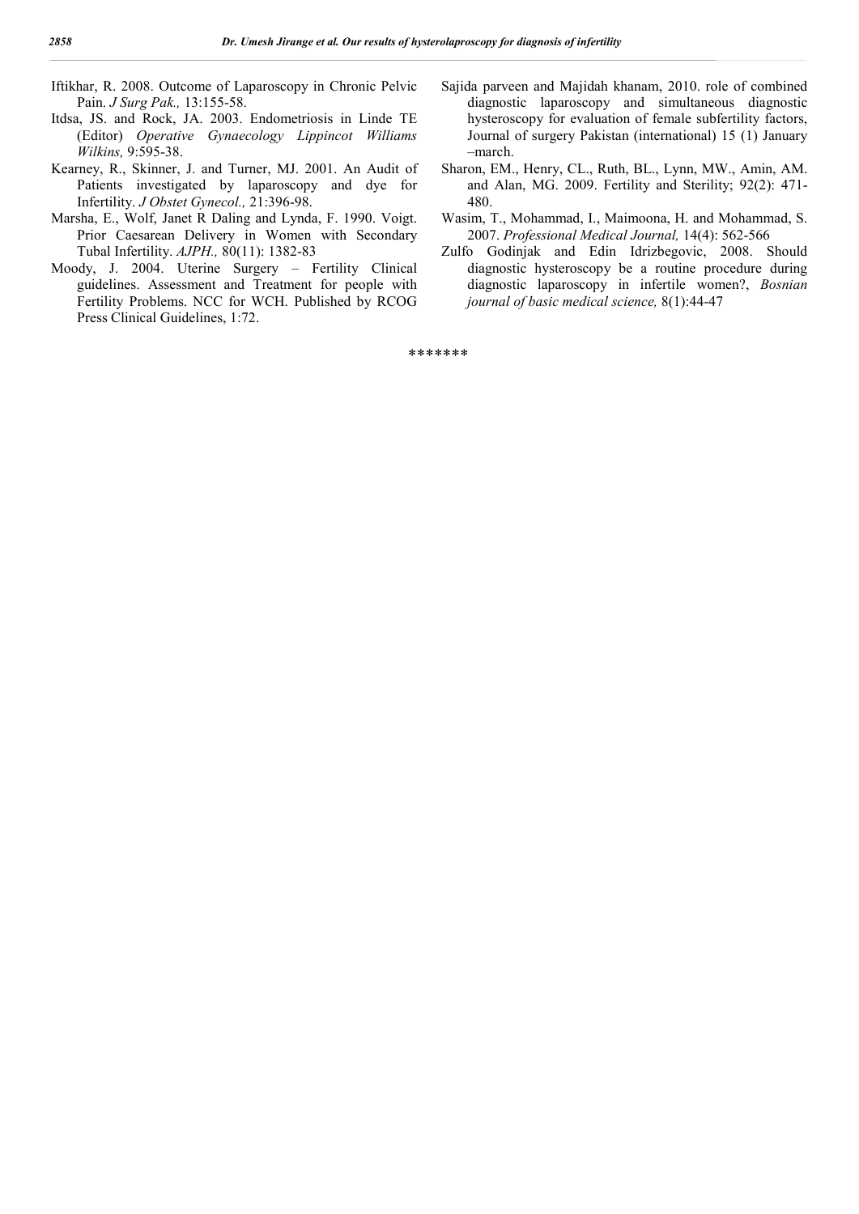Iftikhar, R. 2008. Outcome of Laparoscopy in Chronic Pelvic Pain. *J Surg Pak.,* 13:155-58.

Itdsa, JS. and Rock, JA. 2003. Endometriosis in Linde TE (Editor) *Operative Gynaecology Lippincot Williams Wilkins,* 9:595-38.

Kearney, R., Skinner, J. and Turner, MJ. 2001. An Audit of Patients investigated by laparoscopy and dye for Infertility. *J Obstet Gynecol.,* 21:396-98.

Marsha, E., Wolf, Janet R Daling and Lynda, F. 1990. Voigt. Prior Caesarean Delivery in Women with Secondary Tubal Infertility. *AJPH.,* 80(11): 1382-83

Moody, J. 2004. Uterine Surgery – Fertility Clinical guidelines. Assessment and Treatment for people with Fertility Problems. NCC for WCH. Published by RCOG Press Clinical Guidelines, 1:72.

Sajida parveen and Majidah khanam, 2010. role of combined diagnostic laparoscopy and simultaneous diagnostic hysteroscopy for evaluation of female subfertility factors, Journal of surgery Pakistan (international) 15 (1) January –march.

Sharon, EM., Henry, CL., Ruth, BL., Lynn, MW., Amin, AM. and Alan, MG. 2009. Fertility and Sterility; 92(2): 471-480.

Wasim, T., Mohammad, I., Maimoona, H. and Mohammad, S. 2007. *Professional Medical Journal,* 14(4): 562-566

Zulfo Godinjak and Edin Idrizbegovic, 2008. Should diagnostic hysteroscopy be a routine procedure during diagnostic laparoscopy in infertile women?, *Bosnian journal of basic medical science,* 8(1):44-47

*******